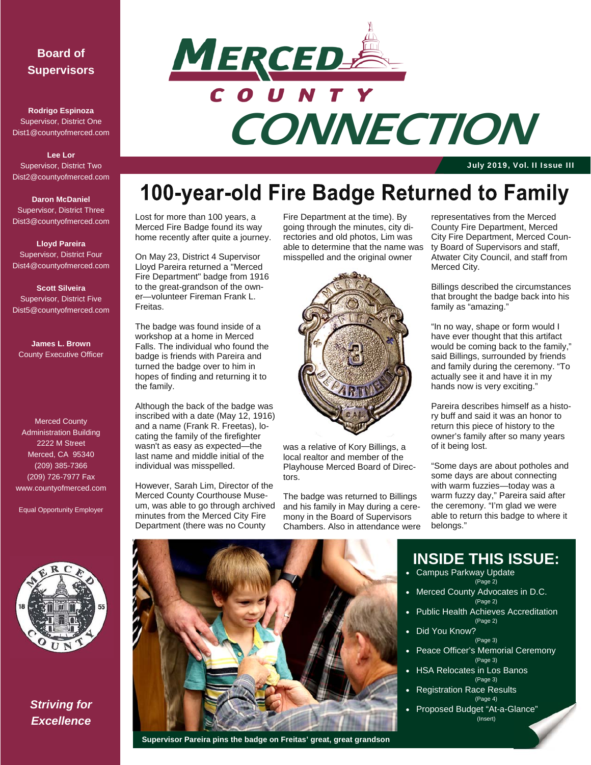# Merced County Connection

July 2019, Vol. II Issue III

## Board of Supervisors

**Rodrigo Espinoza**
Supervisor, District One
Dist1@countyofmerced.com

**Lee Lor**
Supervisor, District Two
Dist2@countyofmerced.com

**Daron McDaniel**
Supervisor, District Three
Dist3@countyofmerced.com

**Lloyd Pareira**
Supervisor, District Four
Dist4@countyofmerced.com

**Scott Silveira**
Supervisor, District Five
Dist5@countyofmerced.com

**James L. Brown**
County Executive Officer

Merced County
Administration Building
2222 M Street
Merced, CA 95340
(209) 385-7366
(209) 726-7977 Fax
www.countyofmerced.com

Equal Opportunity Employer

***Striving for Excellence***

# 100-year-old Fire Badge Returned to Family

Lost for more than 100 years, a Merced Fire Badge found its way home recently after quite a journey.

On May 23, District 4 Supervisor Lloyd Pareira returned a "Merced Fire Department" badge from 1916 to the great-grandson of the owner—volunteer Fireman Frank L. Freitas.

The badge was found inside of a workshop at a home in Merced Falls. The individual who found the badge is friends with Pareira and turned the badge over to him in hopes of finding and returning it to the family.

Although the back of the badge was inscribed with a date (May 12, 1916) and a name (Frank R. Freetas), locating the family of the firefighter wasn't as easy as expected—the last name and middle initial of the individual was misspelled.

However, Sarah Lim, Director of the Merced County Courthouse Museum, was able to go through archived minutes from the Merced City Fire Department (there was no County Fire Department at the time). By going through the minutes, city directories and old photos, Lim was able to determine that the name was misspelled and the original owner was a relative of Kory Billings, a local realtor and member of the Playhouse Merced Board of Directors.

The badge was returned to Billings and his family in May during a ceremony in the Board of Supervisors Chambers. Also in attendance were representatives from the Merced County Fire Department, Merced City Fire Department, Merced County Board of Supervisors and staff, Atwater City Council, and staff from Merced City.

Billings described the circumstances that brought the badge back into his family as "amazing."

"In no way, shape or form would I have ever thought that this artifact would be coming back to the family," said Billings, surrounded by friends and family during the ceremony. "To actually see it and have it in my hands now is very exciting."

Pareira describes himself as a history buff and said it was an honor to return this piece of history to the owner's family after so many years of it being lost.

"Some days are about potholes and some days are about connecting with warm fuzzies—today was a warm fuzzy day," Pareira said after the ceremony. "I'm glad we were able to return this badge to where it belongs."

Supervisor Pareira pins the badge on Freitas' great, great grandson

## INSIDE THIS ISSUE:

- Campus Parkway Update (Page 2)
- Merced County Advocates in D.C. (Page 2)
- Public Health Achieves Accreditation (Page 2)
- Did You Know? (Page 3)
- Peace Officer's Memorial Ceremony (Page 3)
- HSA Relocates in Los Banos (Page 3)
- Registration Race Results (Page 4)
- Proposed Budget "At-a-Glance" (Insert)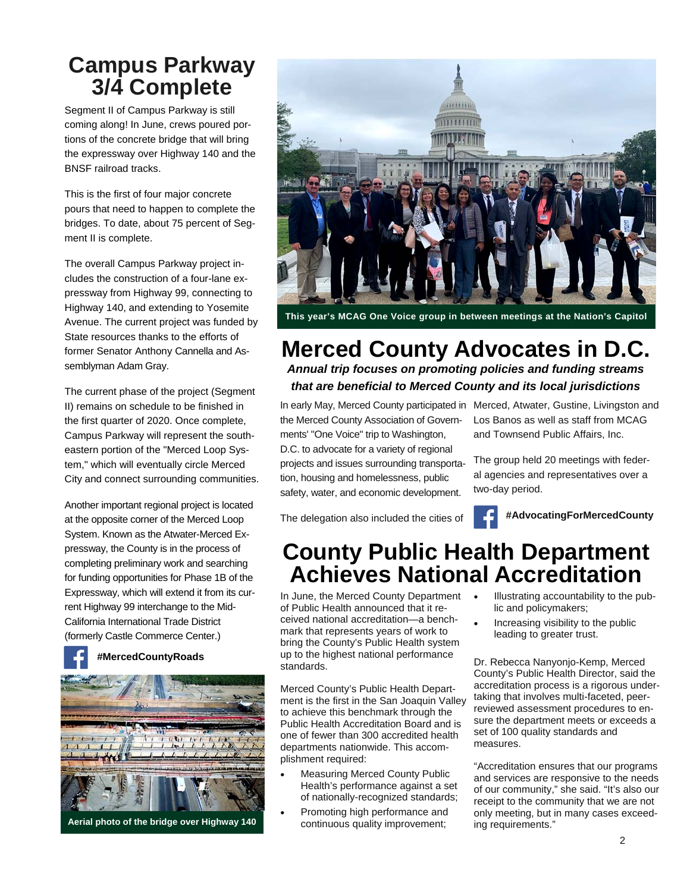# Campus Parkway 3/4 Complete

Segment II of Campus Parkway is still coming along! In June, crews poured portions of the concrete bridge that will bring the expressway over Highway 140 and the BNSF railroad tracks.

This is the first of four major concrete pours that need to happen to complete the bridges. To date, about 75 percent of Segment II is complete.

The overall Campus Parkway project includes the construction of a four-lane expressway from Highway 99, connecting to Highway 140, and extending to Yosemite Avenue. The current project was funded by State resources thanks to the efforts of former Senator Anthony Cannella and Assemblyman Adam Gray.

The current phase of the project (Segment II) remains on schedule to be finished in the first quarter of 2020. Once complete, Campus Parkway will represent the southeastern portion of the "Merced Loop System," which will eventually circle Merced City and connect surrounding communities.

Another important regional project is located at the opposite corner of the Merced Loop System. Known as the Atwater-Merced Expressway, the County is in the process of completing preliminary work and searching for funding opportunities for Phase 1B of the Expressway, which will extend it from its current Highway 99 interchange to the Mid-California International Trade District (formerly Castle Commerce Center.)

**#MercedCountyRoads**

Aerial photo of the bridge over Highway 140

This year's MCAG One Voice group in between meetings at the Nation's Capitol

# Merced County Advocates in D.C.

***Annual trip focuses on promoting policies and funding streams that are beneficial to Merced County and its local jurisdictions***

In early May, Merced County participated in the Merced County Association of Governments' "One Voice" trip to Washington, D.C. to advocate for a variety of regional projects and issues surrounding transportation, housing and homelessness, public safety, water, and economic development.

The delegation also included the cities of Merced, Atwater, Gustine, Livingston and Los Banos as well as staff from MCAG and Townsend Public Affairs, Inc.

The group held 20 meetings with federal agencies and representatives over a two-day period.

**#AdvocatingForMercedCounty**

# County Public Health Department Achieves National Accreditation

In June, the Merced County Department of Public Health announced that it received national accreditation—a benchmark that represents years of work to bring the County's Public Health system up to the highest national performance standards.

Merced County's Public Health Department is the first in the San Joaquin Valley to achieve this benchmark through the Public Health Accreditation Board and is one of fewer than 300 accredited health departments nationwide. This accomplishment required:

- Measuring Merced County Public Health's performance against a set of nationally-recognized standards;
- Promoting high performance and continuous quality improvement;
- Illustrating accountability to the public and policymakers;
- Increasing visibility to the public leading to greater trust.

Dr. Rebecca Nanyonjo-Kemp, Merced County's Public Health Director, said the accreditation process is a rigorous undertaking that involves multi-faceted, peer-reviewed assessment procedures to ensure the department meets or exceeds a set of 100 quality standards and measures.

"Accreditation ensures that our programs and services are responsive to the needs of our community," she said. "It's also our receipt to the community that we are not only meeting, but in many cases exceeding requirements."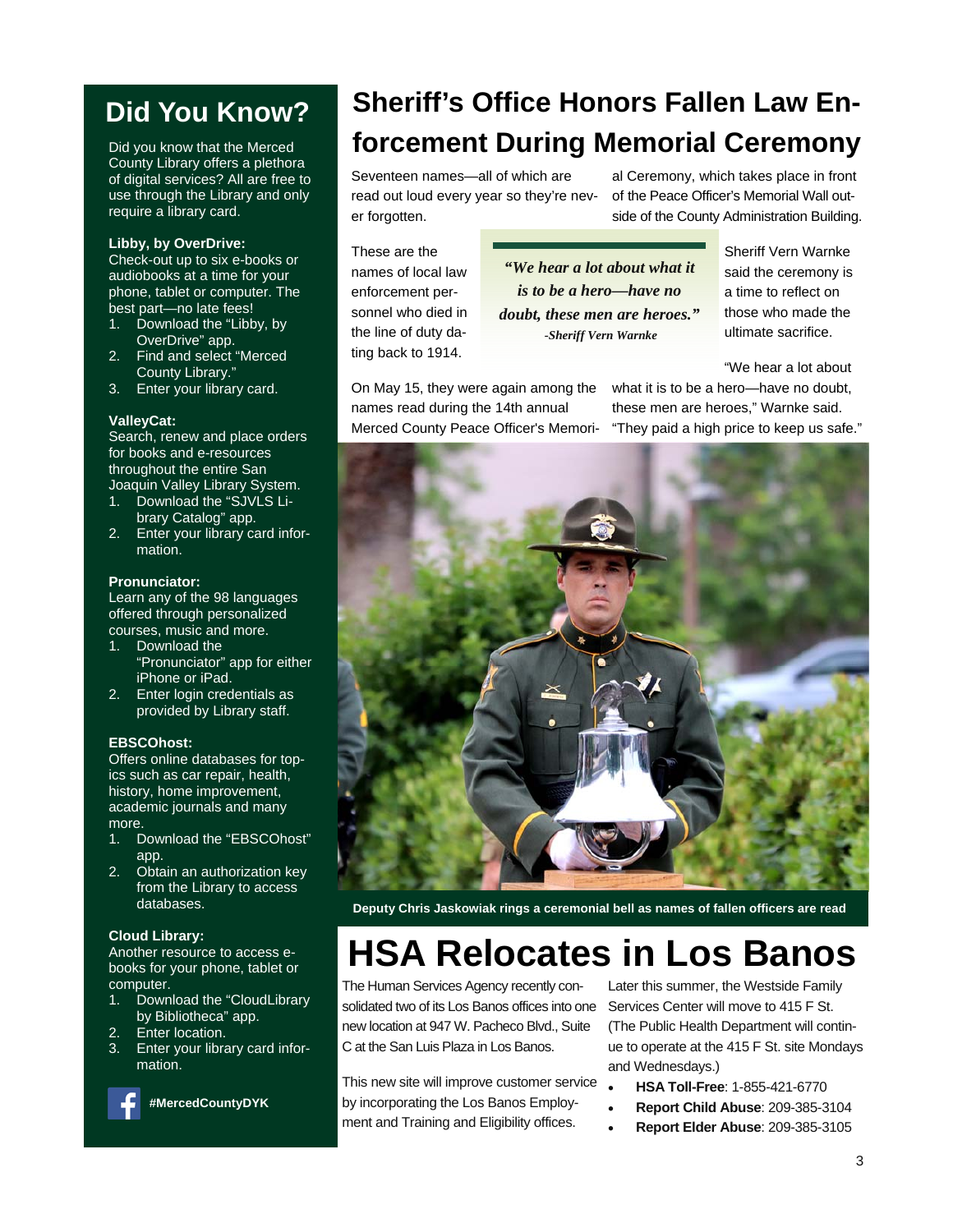## Did You Know?

Did you know that the Merced County Library offers a plethora of digital services? All are free to use through the Library and only require a library card.

**Libby, by OverDrive:**
Check-out up to six e-books or audiobooks at a time for your phone, tablet or computer. The best part—no late fees!

1. Download the "Libby, by OverDrive" app.
2. Find and select "Merced County Library."
3. Enter your library card.

**ValleyCat:**
Search, renew and place orders for books and e-resources throughout the entire San Joaquin Valley Library System.

1. Download the "SJVLS Library Catalog" app.
2. Enter your library card information.

**Pronunciator:**
Learn any of the 98 languages offered through personalized courses, music and more.

1. Download the "Pronunciator" app for either iPhone or iPad.
2. Enter login credentials as provided by Library staff.

**EBSCOhost:**
Offers online databases for topics such as car repair, health, history, home improvement, academic journals and many more.

1. Download the "EBSCOhost" app.
2. Obtain an authorization key from the Library to access databases.

**Cloud Library:**
Another resource to access e-books for your phone, tablet or computer.

1. Download the "CloudLibrary by Bibliotheca" app.
2. Enter location.
3. Enter your library card information.

**#MercedCountyDYK**

# Sheriff's Office Honors Fallen Law Enforcement During Memorial Ceremony

Seventeen names—all of which are read out loud every year so they're never forgotten.

These are the names of local law enforcement personnel who died in the line of duty dating back to 1914.

On May 15, they were again among the names read during the 14th annual Merced County Peace Officer's Memorial Ceremony, which takes place in front of the Peace Officer's Memorial Wall outside of the County Administration Building.

> ***"We hear a lot about what it is to be a hero—have no doubt, these men are heroes."***
> ***-Sheriff Vern Warnke***

Sheriff Vern Warnke said the ceremony is a time to reflect on those who made the ultimate sacrifice.

"We hear a lot about what it is to be a hero—have no doubt, these men are heroes," Warnke said. "They paid a high price to keep us safe."

**Deputy Chris Jaskowiak rings a ceremonial bell as names of fallen officers are read**

# HSA Relocates in Los Banos

The Human Services Agency recently consolidated two of its Los Banos offices into one new location at 947 W. Pacheco Blvd., Suite C at the San Luis Plaza in Los Banos.

This new site will improve customer service by incorporating the Los Banos Employment and Training and Eligibility offices.

Later this summer, the Westside Family Services Center will move to 415 F St. (The Public Health Department will continue to operate at the 415 F St. site Mondays and Wednesdays.)

- **HSA Toll-Free**: 1-855-421-6770
- **Report Child Abuse**: 209-385-3104
- **Report Elder Abuse**: 209-385-3105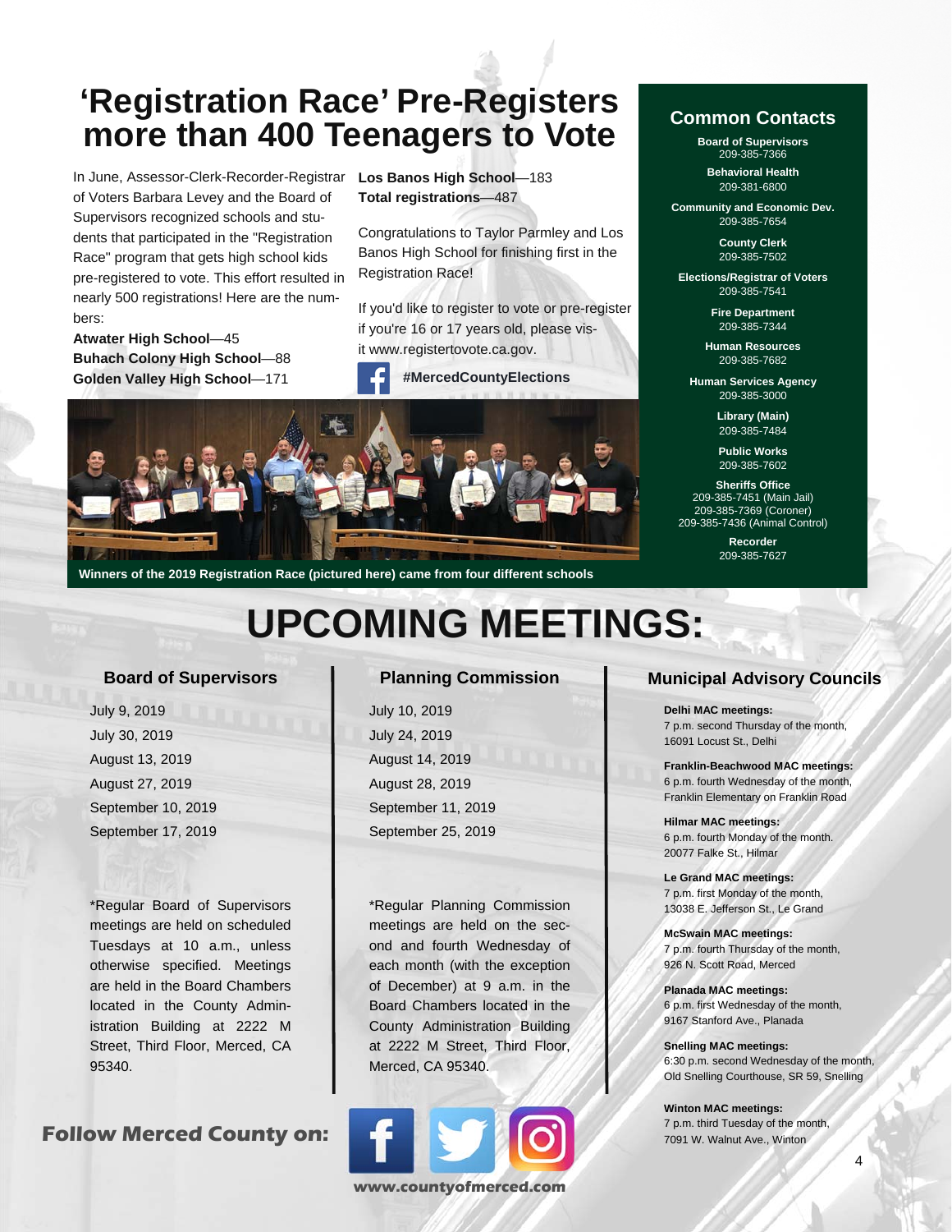# 'Registration Race' Pre-Registers more than 400 Teenagers to Vote

In June, Assessor-Clerk-Recorder-Registrar of Voters Barbara Levey and the Board of Supervisors recognized schools and students that participated in the "Registration Race" program that gets high school kids pre-registered to vote. This effort resulted in nearly 500 registrations! Here are the numbers:

**Atwater High School**—45
**Buhach Colony High School**—88
**Golden Valley High School**—171
**Los Banos High School**—183
**Total registrations**—487

Congratulations to Taylor Parmley and Los Banos High School for finishing first in the Registration Race!

If you'd like to register to vote or pre-register if you're 16 or 17 years old, please visit www.registertovote.ca.gov.

**#MercedCountyElections**

**Winners of the 2019 Registration Race (pictured here) came from four different schools**

## Common Contacts

**Board of Supervisors**
209-385-7366

**Behavioral Health**
209-381-6800

**Community and Economic Dev.**
209-385-7654

**County Clerk**
209-385-7502

**Elections/Registrar of Voters**
209-385-7541

**Fire Department**
209-385-7344

**Human Resources**
209-385-7682

**Human Services Agency**
209-385-3000

**Library (Main)**
209-385-7484

**Public Works**
209-385-7602

**Sheriffs Office**
209-385-7451 (Main Jail)
209-385-7369 (Coroner)
209-385-7436 (Animal Control)

**Recorder**
209-385-7627

# UPCOMING MEETINGS:

### Board of Supervisors

- July 9, 2019
- July 30, 2019
- August 13, 2019
- August 27, 2019
- September 10, 2019
- September 17, 2019

*Regular Board of Supervisors meetings are held on scheduled Tuesdays at 10 a.m., unless otherwise specified. Meetings are held in the Board Chambers located in the County Administration Building at 2222 M Street, Third Floor, Merced, CA 95340.

### Planning Commission

- July 10, 2019
- July 24, 2019
- August 14, 2019
- August 28, 2019
- September 11, 2019
- September 25, 2019

*Regular Planning Commission meetings are held on the second and fourth Wednesday of each month (with the exception of December) at 9 a.m. in the Board Chambers located in the County Administration Building at 2222 M Street, Third Floor, Merced, CA 95340.

### Municipal Advisory Councils

**Delhi MAC meetings:**
7 p.m. second Thursday of the month, 16091 Locust St., Delhi

**Franklin-Beachwood MAC meetings:**
6 p.m. fourth Wednesday of the month, Franklin Elementary on Franklin Road

**Hilmar MAC meetings:**
6 p.m. fourth Monday of the month. 20077 Falke St., Hilmar

**Le Grand MAC meetings:**
7 p.m. first Monday of the month, 13038 E. Jefferson St., Le Grand

**McSwain MAC meetings:**
7 p.m. fourth Thursday of the month, 926 N. Scott Road, Merced

**Planada MAC meetings:**
6 p.m. first Wednesday of the month, 9167 Stanford Ave., Planada

**Snelling MAC meetings:**
6:30 p.m. second Wednesday of the month, Old Snelling Courthouse, SR 59, Snelling

**Winton MAC meetings:**
7 p.m. third Tuesday of the month, 7091 W. Walnut Ave., Winton

**Follow Merced County on:**

www.countyofmerced.com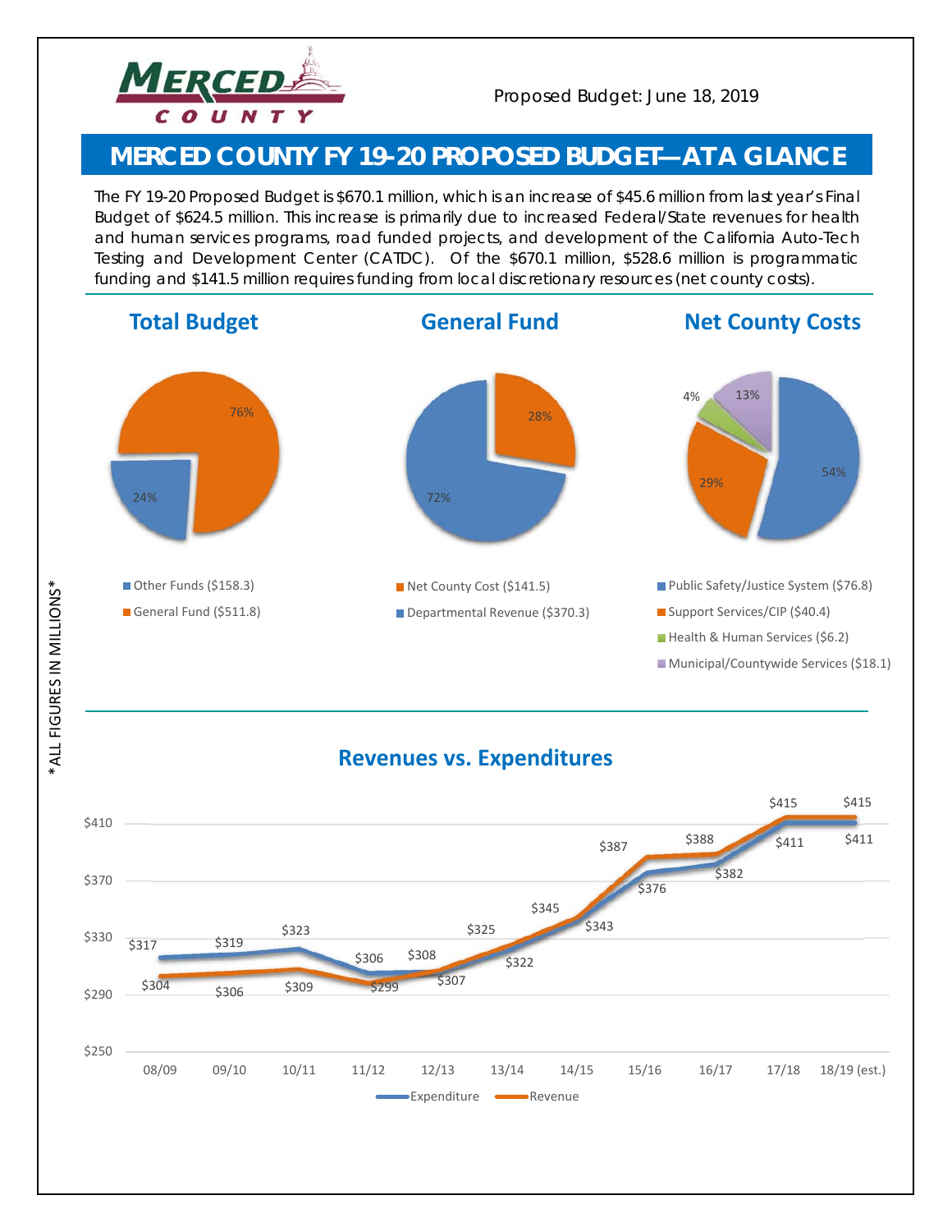Proposed Budget: June 18, 2019

# MERCED COUNTY FY 19-20 PROPOSED BUDGET—AT A GLANCE

The FY 19-20 Proposed Budget is $670.1 million, which is an increase of $45.6 million from last year's Final Budget of $624.5 million. This increase is primarily due to increased Federal/State revenues for health and human services programs, road funded projects, and development of the California Auto-Tech Testing and Development Center (CATDC). Of the $670.1 million, $528.6 million is programmatic funding and $141.5 million requires funding from local discretionary resources (net county costs).

*ALL FIGURES IN MILLIONS*

## Total Budget

- Other Funds ($158.3) — 24%
- General Fund ($511.8) — 76%

## General Fund

- Net County Cost ($141.5) — 28%
- Departmental Revenue ($370.3) — 72%

## Net County Costs

- Public Safety/Justice System ($76.8) — 54%
- Support Services/CIP ($40.4) — 29%
- Health & Human Services ($6.2) — 4%
- Municipal/Countywide Services ($18.1) — 13%

## Revenues vs. Expenditures

| Fiscal Year | Expenditure | Revenue |
| --- | --- | --- |
| 08/09 | $317 | $304 |
| 09/10 | $319 | $306 |
| 10/11 | $323 | $309 |
| 11/12 | $306 | $299 |
| 12/13 | $307 | $308 |
| 13/14 | $322 | $325 |
| 14/15 | $343 | $345 |
| 15/16 | $376 | $387 |
| 16/17 | $382 | $388 |
| 17/18 | $411 | $415 |
| 18/19 (est.) | $411 | $415 |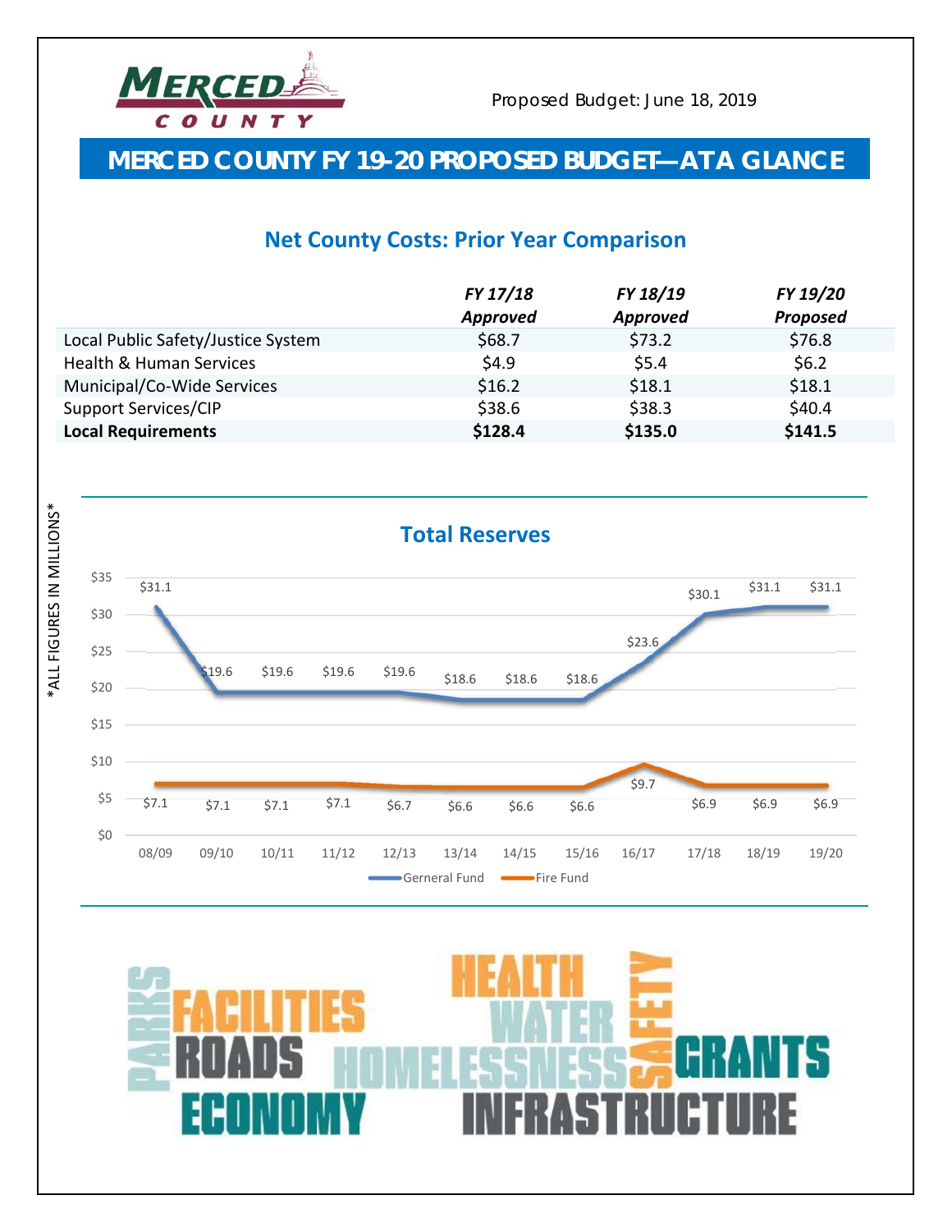MERCED COUNTY

Proposed Budget: June 18, 2019

# MERCED COUNTY FY 19-20 PROPOSED BUDGET—AT A GLANCE

## Net County Costs: Prior Year Comparison

| | *FY 17/18 Approved* | *FY 18/19 Approved* | *FY 19/20 Proposed* |
|---|---|---|---|
| Local Public Safety/Justice System | $68.7 | $73.2 | $76.8 |
| Health & Human Services | $4.9 | $5.4 | $6.2 |
| Municipal/Co-Wide Services | $16.2 | $18.1 | $18.1 |
| Support Services/CIP | $38.6 | $38.3 | $40.4 |
| **Local Requirements** | **$128.4** | **$135.0** | **$141.5** |

*ALL FIGURES IN MILLIONS*

## Total Reserves

$35
$30
$25
$20
$15
$10
$5
$0

08/09 09/10 10/11 11/12 12/13 13/14 14/15 15/16 16/17 17/18 18/19 19/20

Gerneral Fund: $31.1 $19.6 $19.6 $19.6 $19.6 $18.6 $18.6 $18.6 $23.6 $30.1 $31.1 $31.1

Fire Fund: $7.1 $7.1 $7.1 $7.1 $6.7 $6.6 $6.6 $6.6 $9.7 $6.9 $6.9 $6.9

PARKS FACILITIES ROADS ECONOMY HEALTH WATER HOMELESSNESS SAFETY GRANTS INFRASTRUCTURE